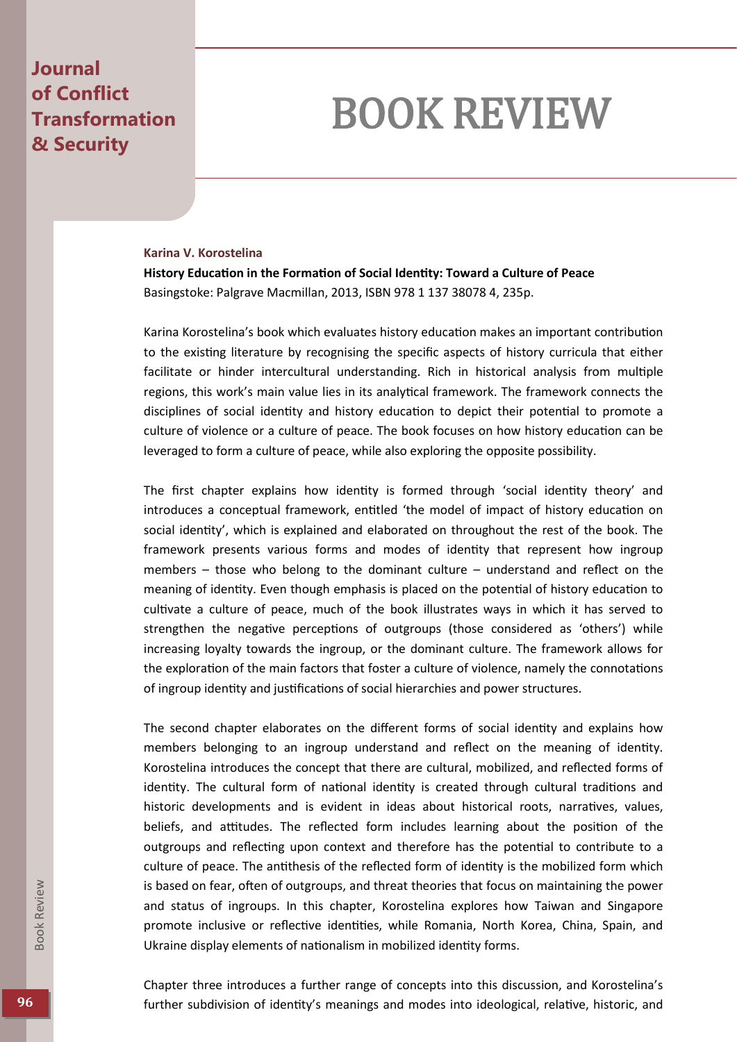# BOOK REVIEW

**Karina V. Korostelina**

**History Education in the Formation of Social Identity: Toward a Culture of Peace**
Basingstoke: Palgrave Macmillan, 2013, ISBN 978 1 137 38078 4, 235p.

Karina Korostelina's book which evaluates history education makes an important contribution to the existing literature by recognising the specific aspects of history curricula that either facilitate or hinder intercultural understanding. Rich in historical analysis from multiple regions, this work's main value lies in its analytical framework. The framework connects the disciplines of social identity and history education to depict their potential to promote a culture of violence or a culture of peace. The book focuses on how history education can be leveraged to form a culture of peace, while also exploring the opposite possibility.

The first chapter explains how identity is formed through 'social identity theory' and introduces a conceptual framework, entitled 'the model of impact of history education on social identity', which is explained and elaborated on throughout the rest of the book. The framework presents various forms and modes of identity that represent how ingroup members – those who belong to the dominant culture – understand and reflect on the meaning of identity. Even though emphasis is placed on the potential of history education to cultivate a culture of peace, much of the book illustrates ways in which it has served to strengthen the negative perceptions of outgroups (those considered as 'others') while increasing loyalty towards the ingroup, or the dominant culture. The framework allows for the exploration of the main factors that foster a culture of violence, namely the connotations of ingroup identity and justifications of social hierarchies and power structures.

The second chapter elaborates on the different forms of social identity and explains how members belonging to an ingroup understand and reflect on the meaning of identity. Korostelina introduces the concept that there are cultural, mobilized, and reflected forms of identity. The cultural form of national identity is created through cultural traditions and historic developments and is evident in ideas about historical roots, narratives, values, beliefs, and attitudes. The reflected form includes learning about the position of the outgroups and reflecting upon context and therefore has the potential to contribute to a culture of peace. The antithesis of the reflected form of identity is the mobilized form which is based on fear, often of outgroups, and threat theories that focus on maintaining the power and status of ingroups. In this chapter, Korostelina explores how Taiwan and Singapore promote inclusive or reflective identities, while Romania, North Korea, China, Spain, and Ukraine display elements of nationalism in mobilized identity forms.

Chapter three introduces a further range of concepts into this discussion, and Korostelina's further subdivision of identity's meanings and modes into ideological, relative, historic, and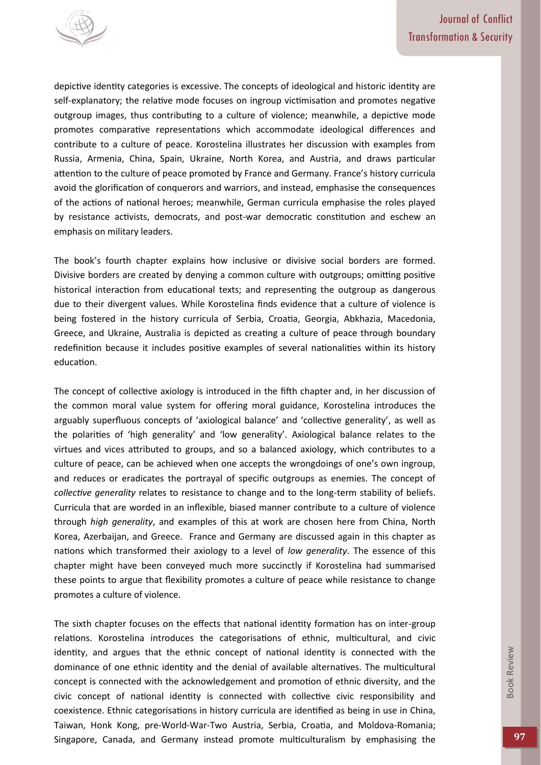depictive identity categories is excessive. The concepts of ideological and historic identity are self-explanatory; the relative mode focuses on ingroup victimisation and promotes negative outgroup images, thus contributing to a culture of violence; meanwhile, a depictive mode promotes comparative representations which accommodate ideological differences and contribute to a culture of peace. Korostelina illustrates her discussion with examples from Russia, Armenia, China, Spain, Ukraine, North Korea, and Austria, and draws particular attention to the culture of peace promoted by France and Germany. France's history curricula avoid the glorification of conquerors and warriors, and instead, emphasise the consequences of the actions of national heroes; meanwhile, German curricula emphasise the roles played by resistance activists, democrats, and post-war democratic constitution and eschew an emphasis on military leaders.

The book's fourth chapter explains how inclusive or divisive social borders are formed. Divisive borders are created by denying a common culture with outgroups; omitting positive historical interaction from educational texts; and representing the outgroup as dangerous due to their divergent values. While Korostelina finds evidence that a culture of violence is being fostered in the history curricula of Serbia, Croatia, Georgia, Abkhazia, Macedonia, Greece, and Ukraine, Australia is depicted as creating a culture of peace through boundary redefinition because it includes positive examples of several nationalities within its history education.

The concept of collective axiology is introduced in the fifth chapter and, in her discussion of the common moral value system for offering moral guidance, Korostelina introduces the arguably superfluous concepts of 'axiological balance' and 'collective generality', as well as the polarities of 'high generality' and 'low generality'. Axiological balance relates to the virtues and vices attributed to groups, and so a balanced axiology, which contributes to a culture of peace, can be achieved when one accepts the wrongdoings of one's own ingroup, and reduces or eradicates the portrayal of specific outgroups as enemies. The concept of *collective generality* relates to resistance to change and to the long-term stability of beliefs. Curricula that are worded in an inflexible, biased manner contribute to a culture of violence through *high generality*, and examples of this at work are chosen here from China, North Korea, Azerbaijan, and Greece. France and Germany are discussed again in this chapter as nations which transformed their axiology to a level of *low generality*. The essence of this chapter might have been conveyed much more succinctly if Korostelina had summarised these points to argue that flexibility promotes a culture of peace while resistance to change promotes a culture of violence.

The sixth chapter focuses on the effects that national identity formation has on inter-group relations. Korostelina introduces the categorisations of ethnic, multicultural, and civic identity, and argues that the ethnic concept of national identity is connected with the dominance of one ethnic identity and the denial of available alternatives. The multicultural concept is connected with the acknowledgement and promotion of ethnic diversity, and the civic concept of national identity is connected with collective civic responsibility and coexistence. Ethnic categorisations in history curricula are identified as being in use in China, Taiwan, Honk Kong, pre-World-War-Two Austria, Serbia, Croatia, and Moldova-Romania; Singapore, Canada, and Germany instead promote multiculturalism by emphasising the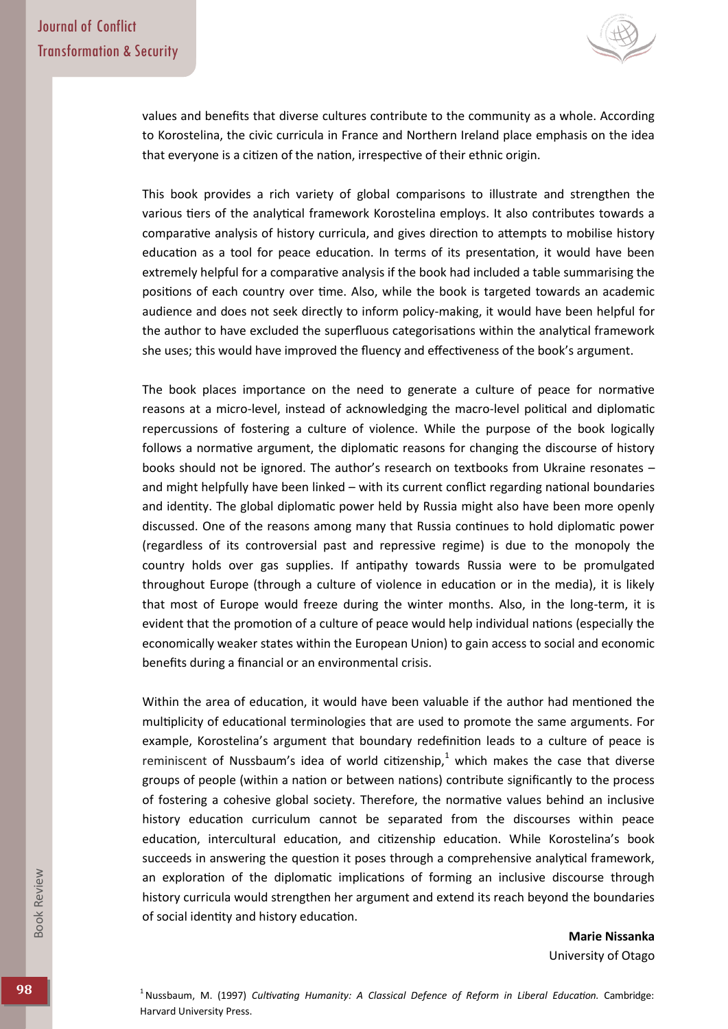values and benefits that diverse cultures contribute to the community as a whole. According to Korostelina, the civic curricula in France and Northern Ireland place emphasis on the idea that everyone is a citizen of the nation, irrespective of their ethnic origin.

This book provides a rich variety of global comparisons to illustrate and strengthen the various tiers of the analytical framework Korostelina employs. It also contributes towards a comparative analysis of history curricula, and gives direction to attempts to mobilise history education as a tool for peace education. In terms of its presentation, it would have been extremely helpful for a comparative analysis if the book had included a table summarising the positions of each country over time. Also, while the book is targeted towards an academic audience and does not seek directly to inform policy-making, it would have been helpful for the author to have excluded the superfluous categorisations within the analytical framework she uses; this would have improved the fluency and effectiveness of the book's argument.

The book places importance on the need to generate a culture of peace for normative reasons at a micro-level, instead of acknowledging the macro-level political and diplomatic repercussions of fostering a culture of violence. While the purpose of the book logically follows a normative argument, the diplomatic reasons for changing the discourse of history books should not be ignored. The author's research on textbooks from Ukraine resonates – and might helpfully have been linked – with its current conflict regarding national boundaries and identity. The global diplomatic power held by Russia might also have been more openly discussed. One of the reasons among many that Russia continues to hold diplomatic power (regardless of its controversial past and repressive regime) is due to the monopoly the country holds over gas supplies. If antipathy towards Russia were to be promulgated throughout Europe (through a culture of violence in education or in the media), it is likely that most of Europe would freeze during the winter months. Also, in the long-term, it is evident that the promotion of a culture of peace would help individual nations (especially the economically weaker states within the European Union) to gain access to social and economic benefits during a financial or an environmental crisis.

Within the area of education, it would have been valuable if the author had mentioned the multiplicity of educational terminologies that are used to promote the same arguments. For example, Korostelina's argument that boundary redefinition leads to a culture of peace is reminiscent of Nussbaum's idea of world citizenship,[1] which makes the case that diverse groups of people (within a nation or between nations) contribute significantly to the process of fostering a cohesive global society. Therefore, the normative values behind an inclusive history education curriculum cannot be separated from the discourses within peace education, intercultural education, and citizenship education. While Korostelina's book succeeds in answering the question it poses through a comprehensive analytical framework, an exploration of the diplomatic implications of forming an inclusive discourse through history curricula would strengthen her argument and extend its reach beyond the boundaries of social identity and history education.

**Marie Nissanka**
University of Otago

[1] Nussbaum, M. (1997) *Cultivating Humanity: A Classical Defence of Reform in Liberal Education.* Cambridge: Harvard University Press.